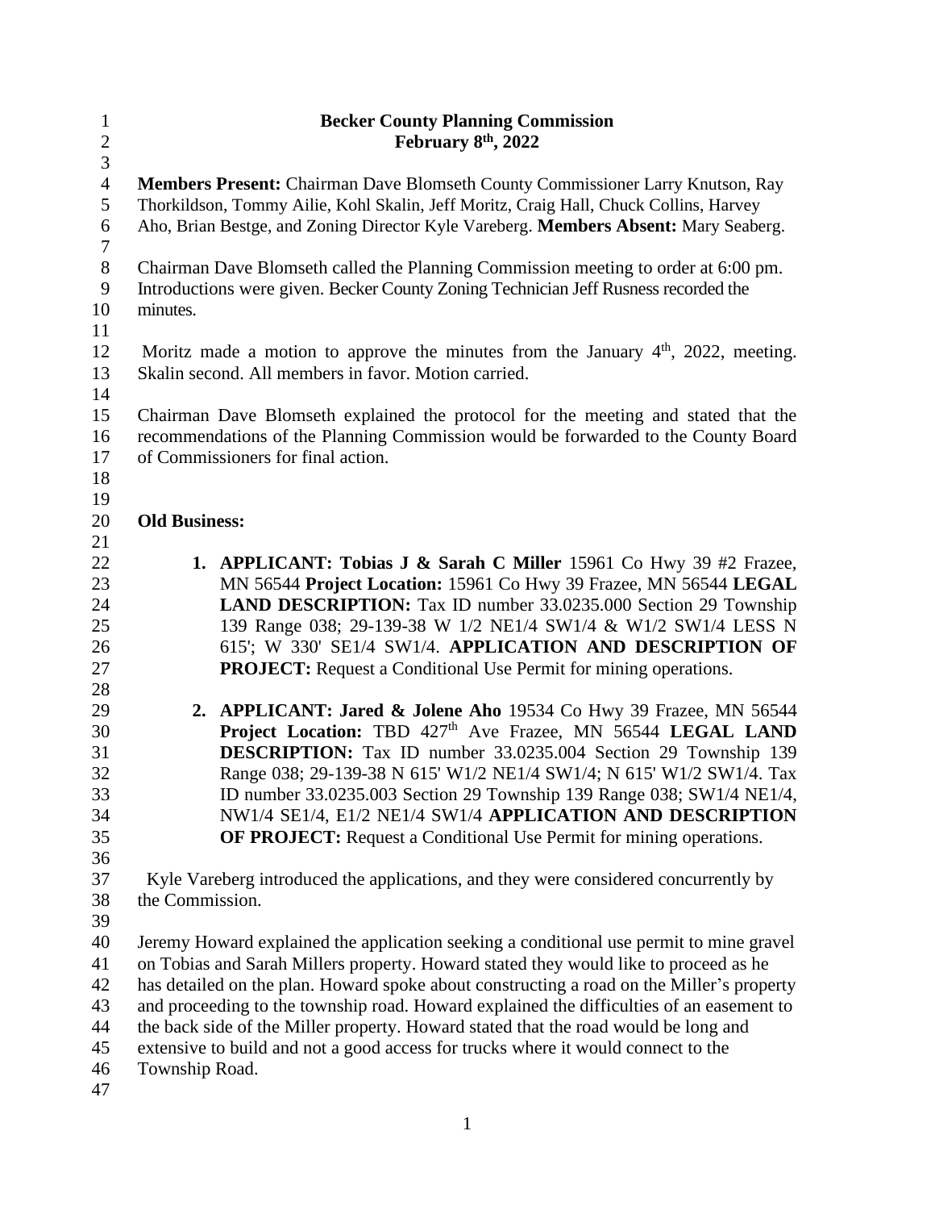# Becker County Planning Commission
## February 8th, 2022

**Members Present:** Chairman Dave Blomseth County Commissioner Larry Knutson, Ray Thorkildson, Tommy Ailie, Kohl Skalin, Jeff Moritz, Craig Hall, Chuck Collins, Harvey Aho, Brian Bestge, and Zoning Director Kyle Vareberg. **Members Absent:** Mary Seaberg.

Chairman Dave Blomseth called the Planning Commission meeting to order at 6:00 pm. Introductions were given. Becker County Zoning Technician Jeff Rusness recorded the minutes.

Moritz made a motion to approve the minutes from the January 4th, 2022, meeting. Skalin second. All members in favor. Motion carried.

Chairman Dave Blomseth explained the protocol for the meeting and stated that the recommendations of the Planning Commission would be forwarded to the County Board of Commissioners for final action.

**Old Business:**

1. **APPLICANT: Tobias J & Sarah C Miller** 15961 Co Hwy 39 #2 Frazee, MN 56544 **Project Location:** 15961 Co Hwy 39 Frazee, MN 56544 **LEGAL LAND DESCRIPTION:** Tax ID number 33.0235.000 Section 29 Township 139 Range 038; 29-139-38 W 1/2 NE1/4 SW1/4 & W1/2 SW1/4 LESS N 615'; W 330' SE1/4 SW1/4. **APPLICATION AND DESCRIPTION OF PROJECT:** Request a Conditional Use Permit for mining operations.

2. **APPLICANT: Jared & Jolene Aho** 19534 Co Hwy 39 Frazee, MN 56544 **Project Location:** TBD 427th Ave Frazee, MN 56544 **LEGAL LAND DESCRIPTION:** Tax ID number 33.0235.004 Section 29 Township 139 Range 038; 29-139-38 N 615' W1/2 NE1/4 SW1/4; N 615' W1/2 SW1/4. Tax ID number 33.0235.003 Section 29 Township 139 Range 038; SW1/4 NE1/4, NW1/4 SE1/4, E1/2 NE1/4 SW1/4 **APPLICATION AND DESCRIPTION OF PROJECT:** Request a Conditional Use Permit for mining operations.

Kyle Vareberg introduced the applications, and they were considered concurrently by the Commission.

Jeremy Howard explained the application seeking a conditional use permit to mine gravel on Tobias and Sarah Millers property. Howard stated they would like to proceed as he has detailed on the plan. Howard spoke about constructing a road on the Miller's property and proceeding to the township road. Howard explained the difficulties of an easement to the back side of the Miller property. Howard stated that the road would be long and extensive to build and not a good access for trucks where it would connect to the Township Road.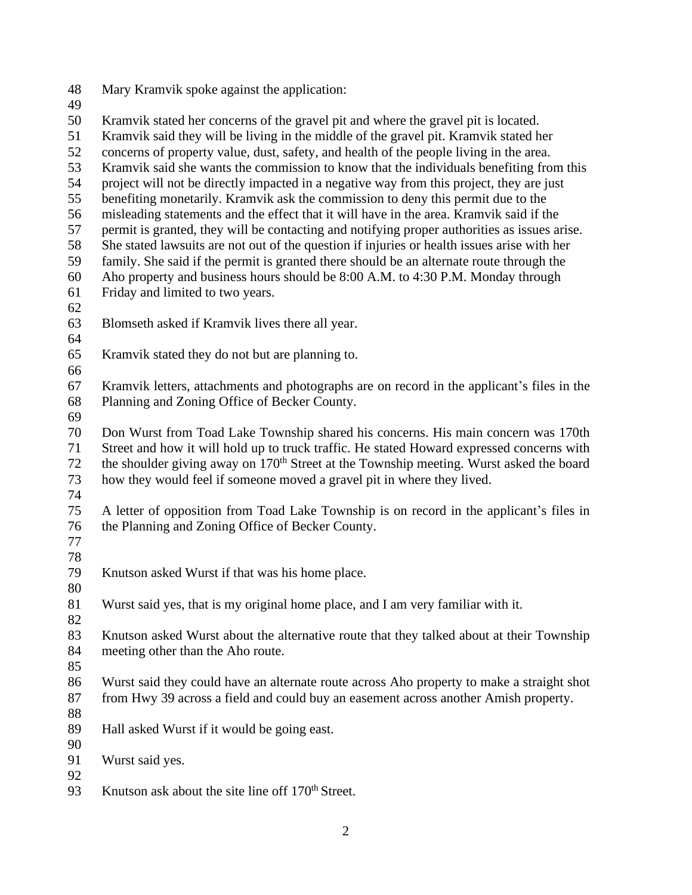Mary Kramvik spoke against the application:

Kramvik stated her concerns of the gravel pit and where the gravel pit is located. Kramvik said they will be living in the middle of the gravel pit. Kramvik stated her concerns of property value, dust, safety, and health of the people living in the area. Kramvik said she wants the commission to know that the individuals benefiting from this project will not be directly impacted in a negative way from this project, they are just benefiting monetarily. Kramvik ask the commission to deny this permit due to the misleading statements and the effect that it will have in the area. Kramvik said if the permit is granted, they will be contacting and notifying proper authorities as issues arise. She stated lawsuits are not out of the question if injuries or health issues arise with her family. She said if the permit is granted there should be an alternate route through the Aho property and business hours should be 8:00 A.M. to 4:30 P.M. Monday through Friday and limited to two years.

Blomseth asked if Kramvik lives there all year.

Kramvik stated they do not but are planning to.

Kramvik letters, attachments and photographs are on record in the applicant's files in the Planning and Zoning Office of Becker County.

Don Wurst from Toad Lake Township shared his concerns. His main concern was 170th Street and how it will hold up to truck traffic. He stated Howard expressed concerns with the shoulder giving away on 170th Street at the Township meeting. Wurst asked the board how they would feel if someone moved a gravel pit in where they lived.

A letter of opposition from Toad Lake Township is on record in the applicant's files in the Planning and Zoning Office of Becker County.

Knutson asked Wurst if that was his home place.

Wurst said yes, that is my original home place, and I am very familiar with it.

Knutson asked Wurst about the alternative route that they talked about at their Township meeting other than the Aho route.

Wurst said they could have an alternate route across Aho property to make a straight shot from Hwy 39 across a field and could buy an easement across another Amish property.

Hall asked Wurst if it would be going east.

Wurst said yes.

Knutson ask about the site line off 170th Street.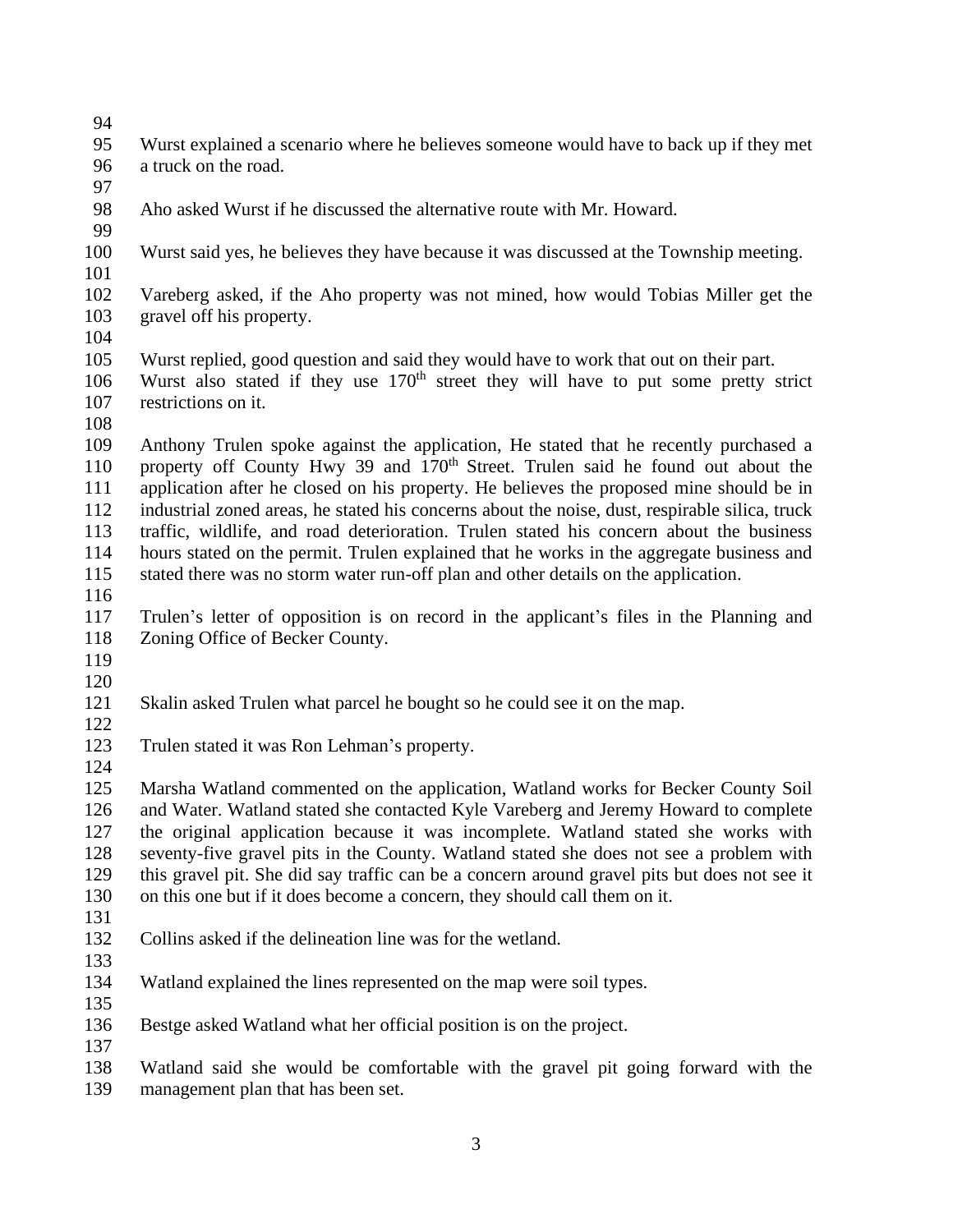Wurst explained a scenario where he believes someone would have to back up if they met a truck on the road.

Aho asked Wurst if he discussed the alternative route with Mr. Howard.

Wurst said yes, he believes they have because it was discussed at the Township meeting.

Vareberg asked, if the Aho property was not mined, how would Tobias Miller get the gravel off his property.

Wurst replied, good question and said they would have to work that out on their part. Wurst also stated if they use 170th street they will have to put some pretty strict restrictions on it.

Anthony Trulen spoke against the application, He stated that he recently purchased a property off County Hwy 39 and 170th Street. Trulen said he found out about the application after he closed on his property. He believes the proposed mine should be in industrial zoned areas, he stated his concerns about the noise, dust, respirable silica, truck traffic, wildlife, and road deterioration. Trulen stated his concern about the business hours stated on the permit. Trulen explained that he works in the aggregate business and stated there was no storm water run-off plan and other details on the application.

Trulen's letter of opposition is on record in the applicant's files in the Planning and Zoning Office of Becker County.

Skalin asked Trulen what parcel he bought so he could see it on the map.

Trulen stated it was Ron Lehman's property.

Marsha Watland commented on the application, Watland works for Becker County Soil and Water. Watland stated she contacted Kyle Vareberg and Jeremy Howard to complete the original application because it was incomplete. Watland stated she works with seventy-five gravel pits in the County. Watland stated she does not see a problem with this gravel pit. She did say traffic can be a concern around gravel pits but does not see it on this one but if it does become a concern, they should call them on it.

Collins asked if the delineation line was for the wetland.

Watland explained the lines represented on the map were soil types.

Bestge asked Watland what her official position is on the project.

Watland said she would be comfortable with the gravel pit going forward with the management plan that has been set.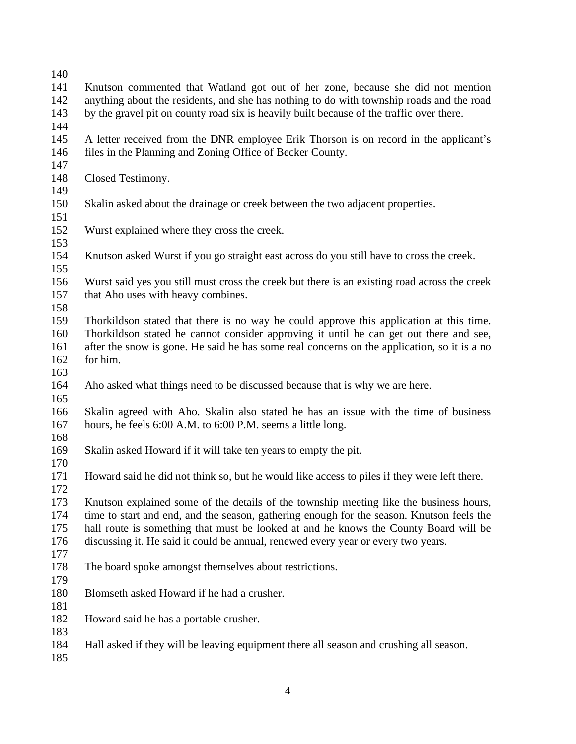Knutson commented that Watland got out of her zone, because she did not mention anything about the residents, and she has nothing to do with township roads and the road by the gravel pit on county road six is heavily built because of the traffic over there.

A letter received from the DNR employee Erik Thorson is on record in the applicant's files in the Planning and Zoning Office of Becker County.

Closed Testimony.

Skalin asked about the drainage or creek between the two adjacent properties.

Wurst explained where they cross the creek.

Knutson asked Wurst if you go straight east across do you still have to cross the creek.

Wurst said yes you still must cross the creek but there is an existing road across the creek that Aho uses with heavy combines.

Thorkildson stated that there is no way he could approve this application at this time. Thorkildson stated he cannot consider approving it until he can get out there and see, after the snow is gone. He said he has some real concerns on the application, so it is a no for him.

Aho asked what things need to be discussed because that is why we are here.

Skalin agreed with Aho. Skalin also stated he has an issue with the time of business hours, he feels 6:00 A.M. to 6:00 P.M. seems a little long.

Skalin asked Howard if it will take ten years to empty the pit.

Howard said he did not think so, but he would like access to piles if they were left there.

Knutson explained some of the details of the township meeting like the business hours, time to start and end, and the season, gathering enough for the season. Knutson feels the hall route is something that must be looked at and he knows the County Board will be discussing it. He said it could be annual, renewed every year or every two years.

The board spoke amongst themselves about restrictions.

Blomseth asked Howard if he had a crusher.

Howard said he has a portable crusher.

Hall asked if they will be leaving equipment there all season and crushing all season.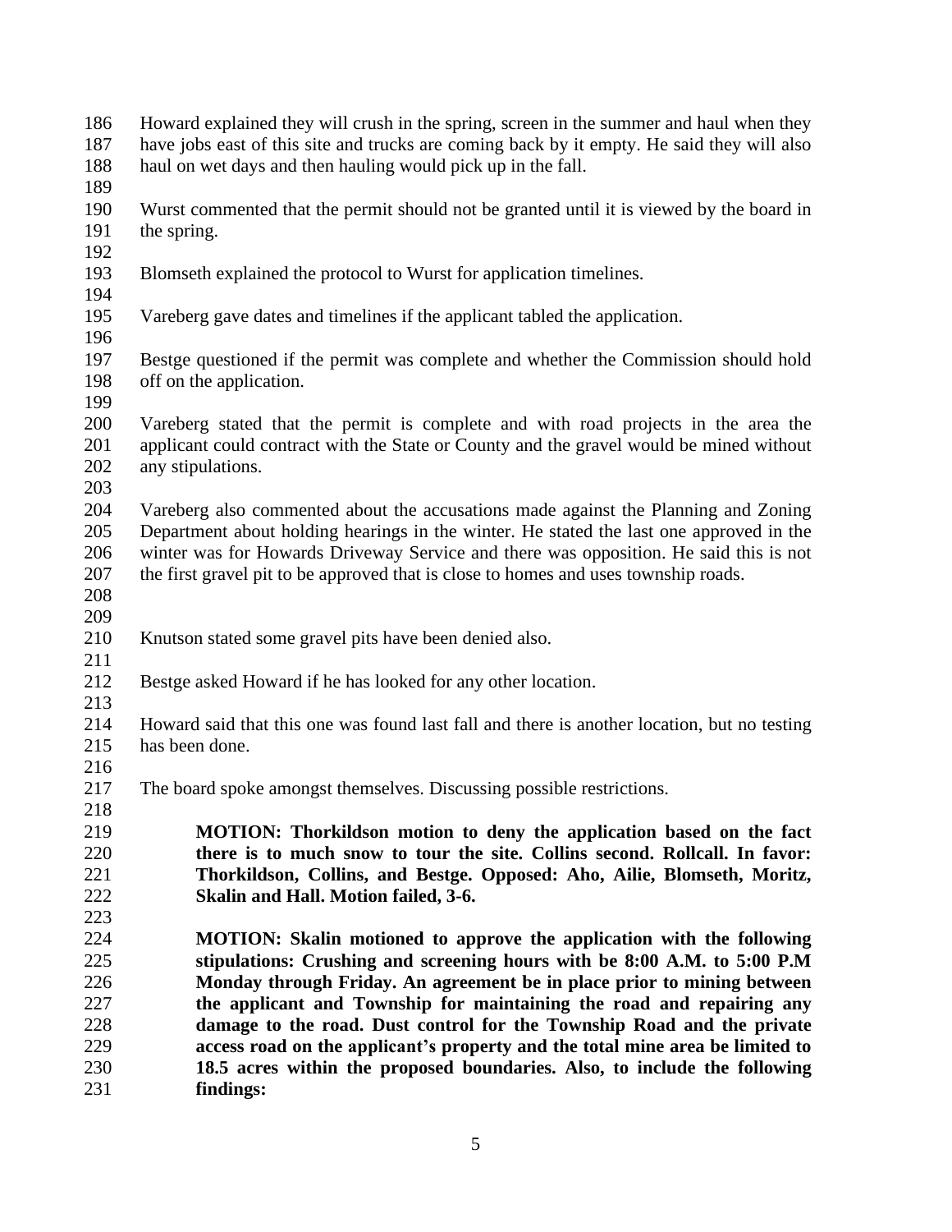Howard explained they will crush in the spring, screen in the summer and haul when they have jobs east of this site and trucks are coming back by it empty. He said they will also haul on wet days and then hauling would pick up in the fall.

Wurst commented that the permit should not be granted until it is viewed by the board in the spring.

Blomseth explained the protocol to Wurst for application timelines.

Vareberg gave dates and timelines if the applicant tabled the application.

Bestge questioned if the permit was complete and whether the Commission should hold off on the application.

Vareberg stated that the permit is complete and with road projects in the area the applicant could contract with the State or County and the gravel would be mined without any stipulations.

Vareberg also commented about the accusations made against the Planning and Zoning Department about holding hearings in the winter. He stated the last one approved in the winter was for Howards Driveway Service and there was opposition. He said this is not the first gravel pit to be approved that is close to homes and uses township roads.

Knutson stated some gravel pits have been denied also.

Bestge asked Howard if he has looked for any other location.

Howard said that this one was found last fall and there is another location, but no testing has been done.

The board spoke amongst themselves. Discussing possible restrictions.

> **MOTION: Thorkildson motion to deny the application based on the fact there is to much snow to tour the site. Collins second. Rollcall. In favor: Thorkildson, Collins, and Bestge. Opposed: Aho, Ailie, Blomseth, Moritz, Skalin and Hall. Motion failed, 3-6.**

> **MOTION: Skalin motioned to approve the application with the following stipulations: Crushing and screening hours with be 8:00 A.M. to 5:00 P.M Monday through Friday. An agreement be in place prior to mining between the applicant and Township for maintaining the road and repairing any damage to the road. Dust control for the Township Road and the private access road on the applicant's property and the total mine area be limited to 18.5 acres within the proposed boundaries. Also, to include the following findings:**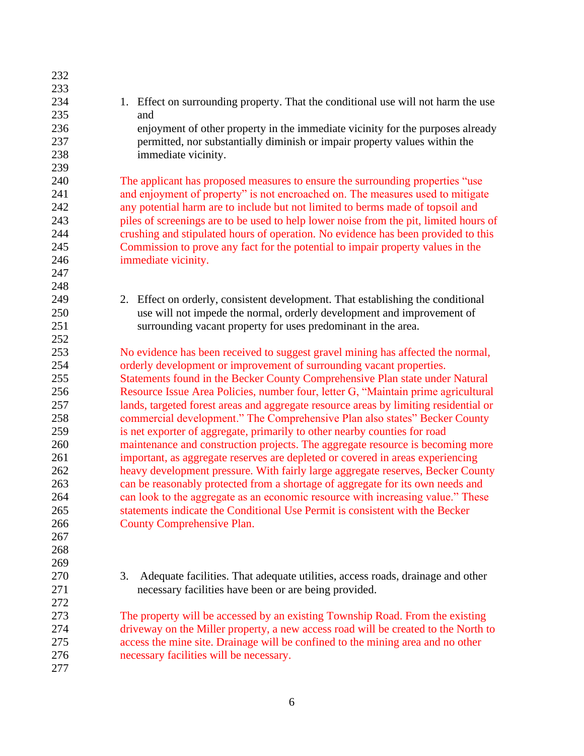1. Effect on surrounding property. That the conditional use will not harm the use and enjoyment of other property in the immediate vicinity for the purposes already permitted, nor substantially diminish or impair property values within the immediate vicinity.

The applicant has proposed measures to ensure the surrounding properties "use and enjoyment of property" is not encroached on. The measures used to mitigate any potential harm are to include but not limited to berms made of topsoil and piles of screenings are to be used to help lower noise from the pit, limited hours of crushing and stipulated hours of operation. No evidence has been provided to this Commission to prove any fact for the potential to impair property values in the immediate vicinity.

2. Effect on orderly, consistent development. That establishing the conditional use will not impede the normal, orderly development and improvement of surrounding vacant property for uses predominant in the area.

No evidence has been received to suggest gravel mining has affected the normal, orderly development or improvement of surrounding vacant properties. Statements found in the Becker County Comprehensive Plan state under Natural Resource Issue Area Policies, number four, letter G, "Maintain prime agricultural lands, targeted forest areas and aggregate resource areas by limiting residential or commercial development." The Comprehensive Plan also states" Becker County is net exporter of aggregate, primarily to other nearby counties for road maintenance and construction projects. The aggregate resource is becoming more important, as aggregate reserves are depleted or covered in areas experiencing heavy development pressure. With fairly large aggregate reserves, Becker County can be reasonably protected from a shortage of aggregate for its own needs and can look to the aggregate as an economic resource with increasing value." These statements indicate the Conditional Use Permit is consistent with the Becker County Comprehensive Plan.

3. Adequate facilities. That adequate utilities, access roads, drainage and other necessary facilities have been or are being provided.

The property will be accessed by an existing Township Road. From the existing driveway on the Miller property, a new access road will be created to the North to access the mine site. Drainage will be confined to the mining area and no other necessary facilities will be necessary.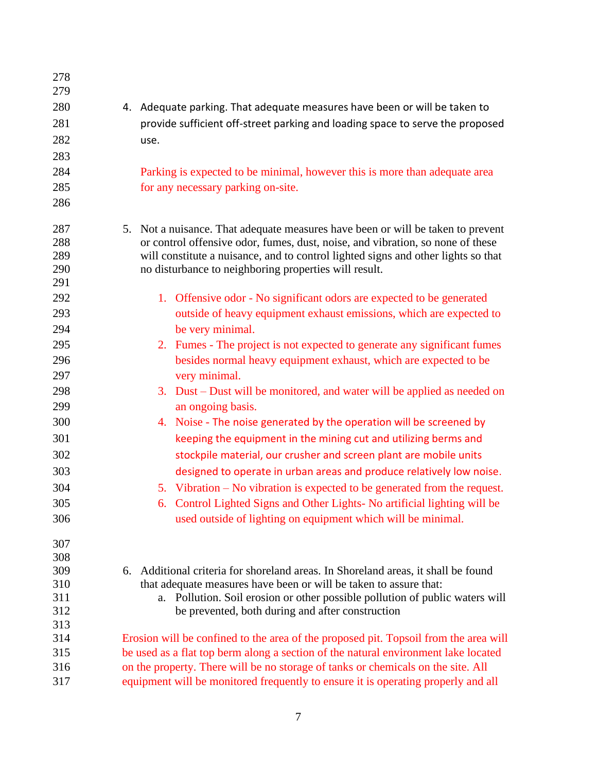4. Adequate parking. That adequate measures have been or will be taken to provide sufficient off-street parking and loading space to serve the proposed use.

   Parking is expected to be minimal, however this is more than adequate area for any necessary parking on-site.

5. Not a nuisance. That adequate measures have been or will be taken to prevent or control offensive odor, fumes, dust, noise, and vibration, so none of these will constitute a nuisance, and to control lighted signs and other lights so that no disturbance to neighboring properties will result.

   1. Offensive odor - No significant odors are expected to be generated outside of heavy equipment exhaust emissions, which are expected to be very minimal.
   2. Fumes - The project is not expected to generate any significant fumes besides normal heavy equipment exhaust, which are expected to be very minimal.
   3. Dust – Dust will be monitored, and water will be applied as needed on an ongoing basis.
   4. Noise - The noise generated by the operation will be screened by keeping the equipment in the mining cut and utilizing berms and stockpile material, our crusher and screen plant are mobile units designed to operate in urban areas and produce relatively low noise.
   5. Vibration – No vibration is expected to be generated from the request.
   6. Control Lighted Signs and Other Lights- No artificial lighting will be used outside of lighting on equipment which will be minimal.

6. Additional criteria for shoreland areas. In Shoreland areas, it shall be found that adequate measures have been or will be taken to assure that:
   a. Pollution. Soil erosion or other possible pollution of public waters will be prevented, both during and after construction

Erosion will be confined to the area of the proposed pit. Topsoil from the area will be used as a flat top berm along a section of the natural environment lake located on the property. There will be no storage of tanks or chemicals on the site. All equipment will be monitored frequently to ensure it is operating properly and all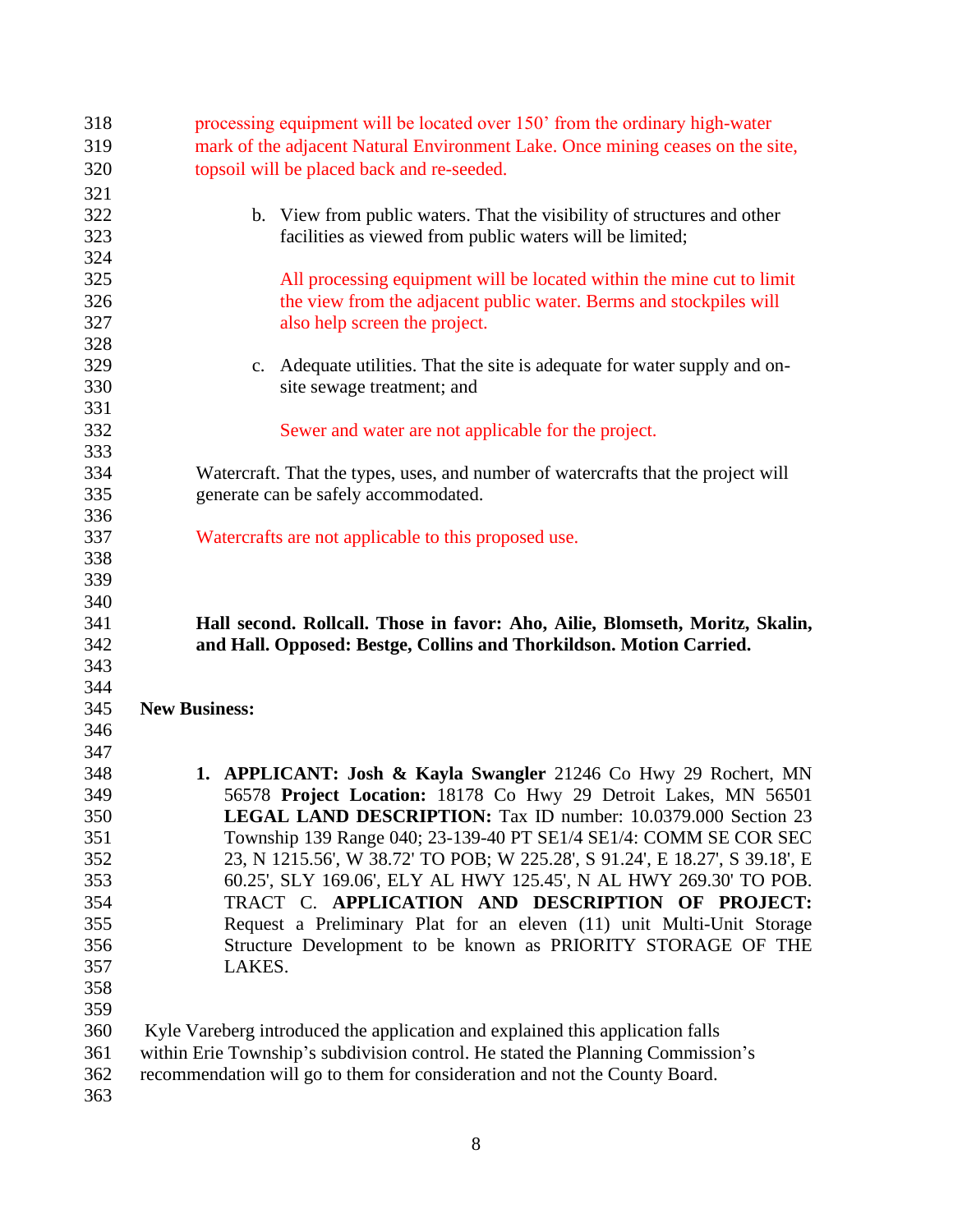processing equipment will be located over 150' from the ordinary high-water mark of the adjacent Natural Environment Lake. Once mining ceases on the site, topsoil will be placed back and re-seeded.

b. View from public waters. That the visibility of structures and other facilities as viewed from public waters will be limited;

All processing equipment will be located within the mine cut to limit the view from the adjacent public water. Berms and stockpiles will also help screen the project.

c. Adequate utilities. That the site is adequate for water supply and on-site sewage treatment; and

Sewer and water are not applicable for the project.

Watercraft. That the types, uses, and number of watercrafts that the project will generate can be safely accommodated.

Watercrafts are not applicable to this proposed use.

**Hall second. Rollcall. Those in favor: Aho, Ailie, Blomseth, Moritz, Skalin, and Hall. Opposed: Bestge, Collins and Thorkildson. Motion Carried.**

**New Business:**

1. **APPLICANT: Josh & Kayla Swangler** 21246 Co Hwy 29 Rochert, MN 56578 **Project Location:** 18178 Co Hwy 29 Detroit Lakes, MN 56501 **LEGAL LAND DESCRIPTION:** Tax ID number: 10.0379.000 Section 23 Township 139 Range 040; 23-139-40 PT SE1/4 SE1/4: COMM SE COR SEC 23, N 1215.56', W 38.72' TO POB; W 225.28', S 91.24', E 18.27', S 39.18', E 60.25', SLY 169.06', ELY AL HWY 125.45', N AL HWY 269.30' TO POB. TRACT C. **APPLICATION AND DESCRIPTION OF PROJECT:** Request a Preliminary Plat for an eleven (11) unit Multi-Unit Storage Structure Development to be known as PRIORITY STORAGE OF THE LAKES.

Kyle Vareberg introduced the application and explained this application falls within Erie Township's subdivision control. He stated the Planning Commission's recommendation will go to them for consideration and not the County Board.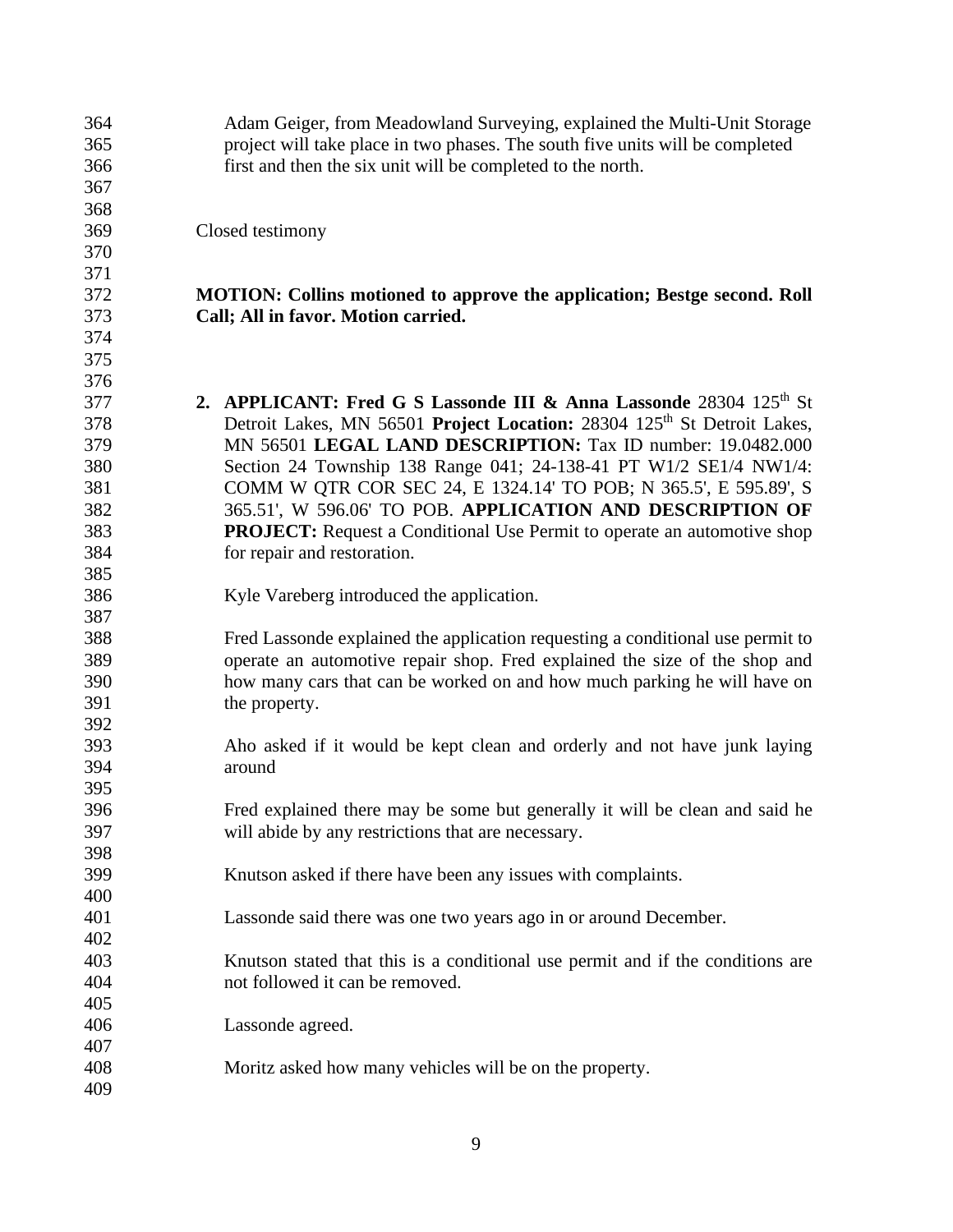Adam Geiger, from Meadowland Surveying, explained the Multi-Unit Storage project will take place in two phases. The south five units will be completed first and then the six unit will be completed to the north.

Closed testimony

**MOTION: Collins motioned to approve the application; Bestge second. Roll Call; All in favor. Motion carried.**

2. **APPLICANT: Fred G S Lassonde III & Anna Lassonde** 28304 125th St Detroit Lakes, MN 56501 **Project Location:** 28304 125th St Detroit Lakes, MN 56501 **LEGAL LAND DESCRIPTION:** Tax ID number: 19.0482.000 Section 24 Township 138 Range 041; 24-138-41 PT W1/2 SE1/4 NW1/4: COMM W QTR COR SEC 24, E 1324.14' TO POB; N 365.5', E 595.89', S 365.51', W 596.06' TO POB. **APPLICATION AND DESCRIPTION OF PROJECT:** Request a Conditional Use Permit to operate an automotive shop for repair and restoration.

   Kyle Vareberg introduced the application.

   Fred Lassonde explained the application requesting a conditional use permit to operate an automotive repair shop. Fred explained the size of the shop and how many cars that can be worked on and how much parking he will have on the property.

   Aho asked if it would be kept clean and orderly and not have junk laying around

   Fred explained there may be some but generally it will be clean and said he will abide by any restrictions that are necessary.

   Knutson asked if there have been any issues with complaints.

   Lassonde said there was one two years ago in or around December.

   Knutson stated that this is a conditional use permit and if the conditions are not followed it can be removed.

   Lassonde agreed.

   Moritz asked how many vehicles will be on the property.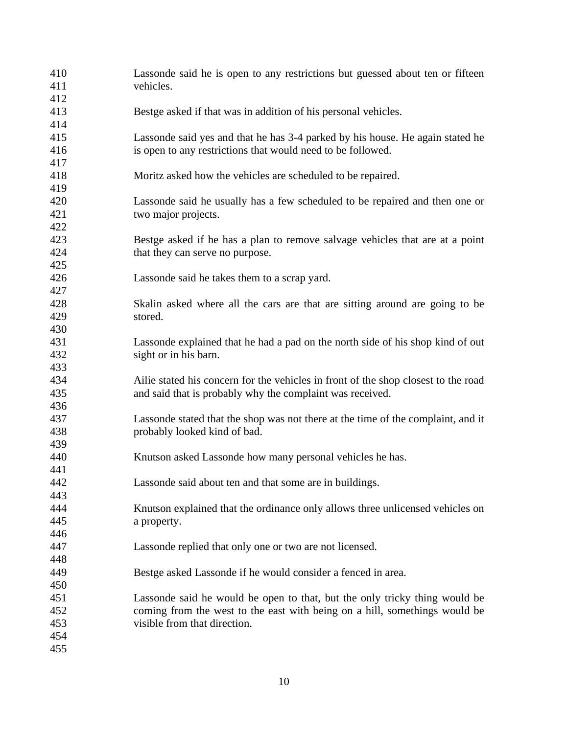Lassonde said he is open to any restrictions but guessed about ten or fifteen vehicles.

Bestge asked if that was in addition of his personal vehicles.

Lassonde said yes and that he has 3-4 parked by his house. He again stated he is open to any restrictions that would need to be followed.

Moritz asked how the vehicles are scheduled to be repaired.

Lassonde said he usually has a few scheduled to be repaired and then one or two major projects.

Bestge asked if he has a plan to remove salvage vehicles that are at a point that they can serve no purpose.

Lassonde said he takes them to a scrap yard.

Skalin asked where all the cars are that are sitting around are going to be stored.

Lassonde explained that he had a pad on the north side of his shop kind of out sight or in his barn.

Ailie stated his concern for the vehicles in front of the shop closest to the road and said that is probably why the complaint was received.

Lassonde stated that the shop was not there at the time of the complaint, and it probably looked kind of bad.

Knutson asked Lassonde how many personal vehicles he has.

Lassonde said about ten and that some are in buildings.

Knutson explained that the ordinance only allows three unlicensed vehicles on a property.

Lassonde replied that only one or two are not licensed.

Bestge asked Lassonde if he would consider a fenced in area.

Lassonde said he would be open to that, but the only tricky thing would be coming from the west to the east with being on a hill, somethings would be visible from that direction.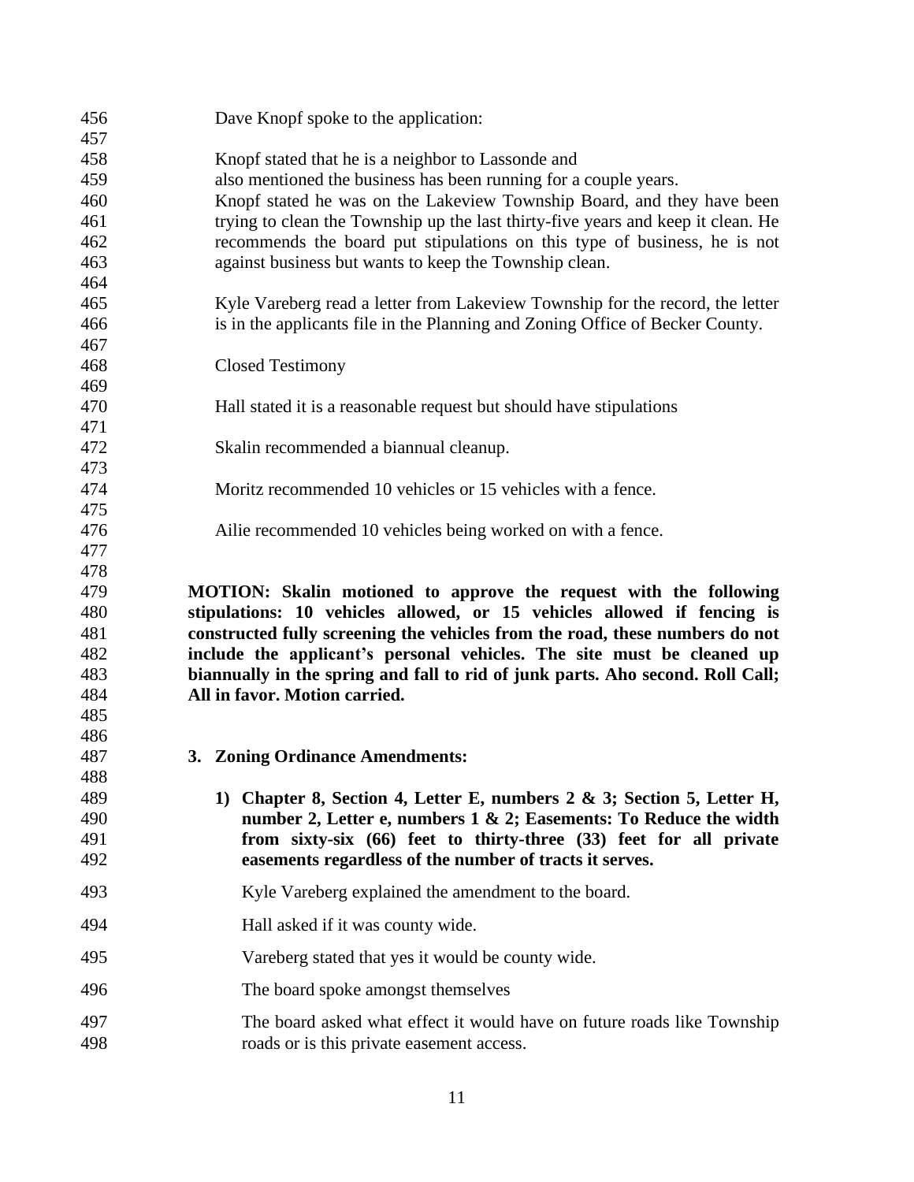Dave Knopf spoke to the application:

Knopf stated that he is a neighbor to Lassonde and also mentioned the business has been running for a couple years. Knopf stated he was on the Lakeview Township Board, and they have been trying to clean the Township up the last thirty-five years and keep it clean. He recommends the board put stipulations on this type of business, he is not against business but wants to keep the Township clean.

Kyle Vareberg read a letter from Lakeview Township for the record, the letter is in the applicants file in the Planning and Zoning Office of Becker County.

Closed Testimony

Hall stated it is a reasonable request but should have stipulations

Skalin recommended a biannual cleanup.

Moritz recommended 10 vehicles or 15 vehicles with a fence.

Ailie recommended 10 vehicles being worked on with a fence.

**MOTION: Skalin motioned to approve the request with the following stipulations: 10 vehicles allowed, or 15 vehicles allowed if fencing is constructed fully screening the vehicles from the road, these numbers do not include the applicant's personal vehicles. The site must be cleaned up biannually in the spring and fall to rid of junk parts. Aho second. Roll Call; All in favor. Motion carried.**

**3. Zoning Ordinance Amendments:**

**1) Chapter 8, Section 4, Letter E, numbers 2 & 3; Section 5, Letter H, number 2, Letter e, numbers 1 & 2; Easements: To Reduce the width from sixty-six (66) feet to thirty-three (33) feet for all private easements regardless of the number of tracts it serves.**

Kyle Vareberg explained the amendment to the board.

Hall asked if it was county wide.

Vareberg stated that yes it would be county wide.

The board spoke amongst themselves

The board asked what effect it would have on future roads like Township roads or is this private easement access.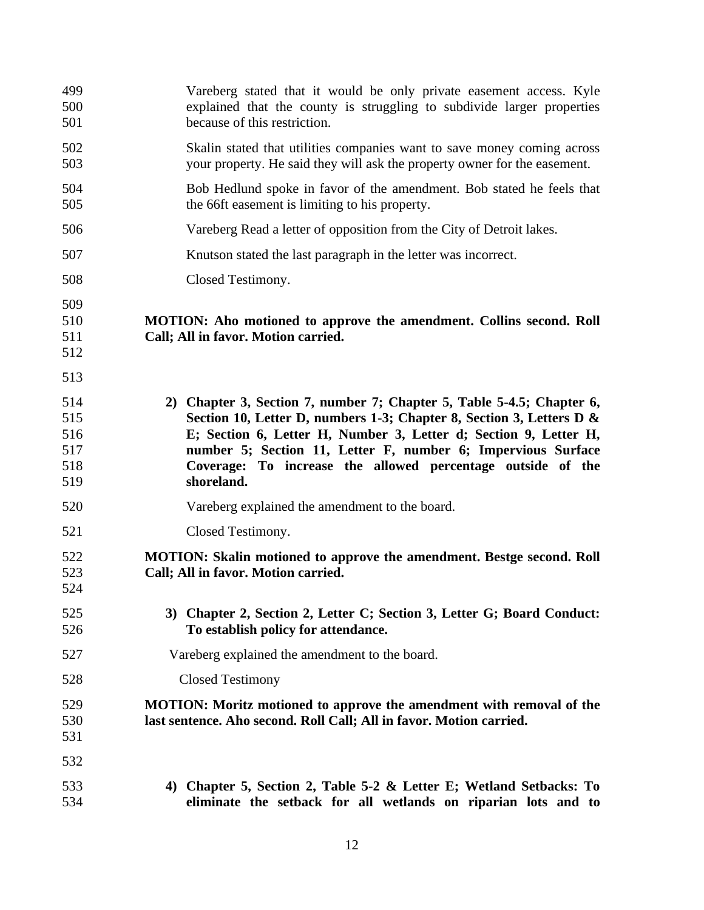Vareberg stated that it would be only private easement access. Kyle explained that the county is struggling to subdivide larger properties because of this restriction.

Skalin stated that utilities companies want to save money coming across your property. He said they will ask the property owner for the easement.

Bob Hedlund spoke in favor of the amendment. Bob stated he feels that the 66ft easement is limiting to his property.

Vareberg Read a letter of opposition from the City of Detroit lakes.

Knutson stated the last paragraph in the letter was incorrect.

Closed Testimony.

**MOTION: Aho motioned to approve the amendment. Collins second. Roll Call; All in favor. Motion carried.**

**2) Chapter 3, Section 7, number 7; Chapter 5, Table 5-4.5; Chapter 6, Section 10, Letter D, numbers 1-3; Chapter 8, Section 3, Letters D & E; Section 6, Letter H, Number 3, Letter d; Section 9, Letter H, number 5; Section 11, Letter F, number 6; Impervious Surface Coverage: To increase the allowed percentage outside of the shoreland.**

Vareberg explained the amendment to the board.

Closed Testimony.

**MOTION: Skalin motioned to approve the amendment. Bestge second. Roll Call; All in favor. Motion carried.**

**3) Chapter 2, Section 2, Letter C; Section 3, Letter G; Board Conduct: To establish policy for attendance.**

Vareberg explained the amendment to the board.

Closed Testimony

**MOTION: Moritz motioned to approve the amendment with removal of the last sentence. Aho second. Roll Call; All in favor. Motion carried.**

**4) Chapter 5, Section 2, Table 5-2 & Letter E; Wetland Setbacks: To eliminate the setback for all wetlands on riparian lots and to**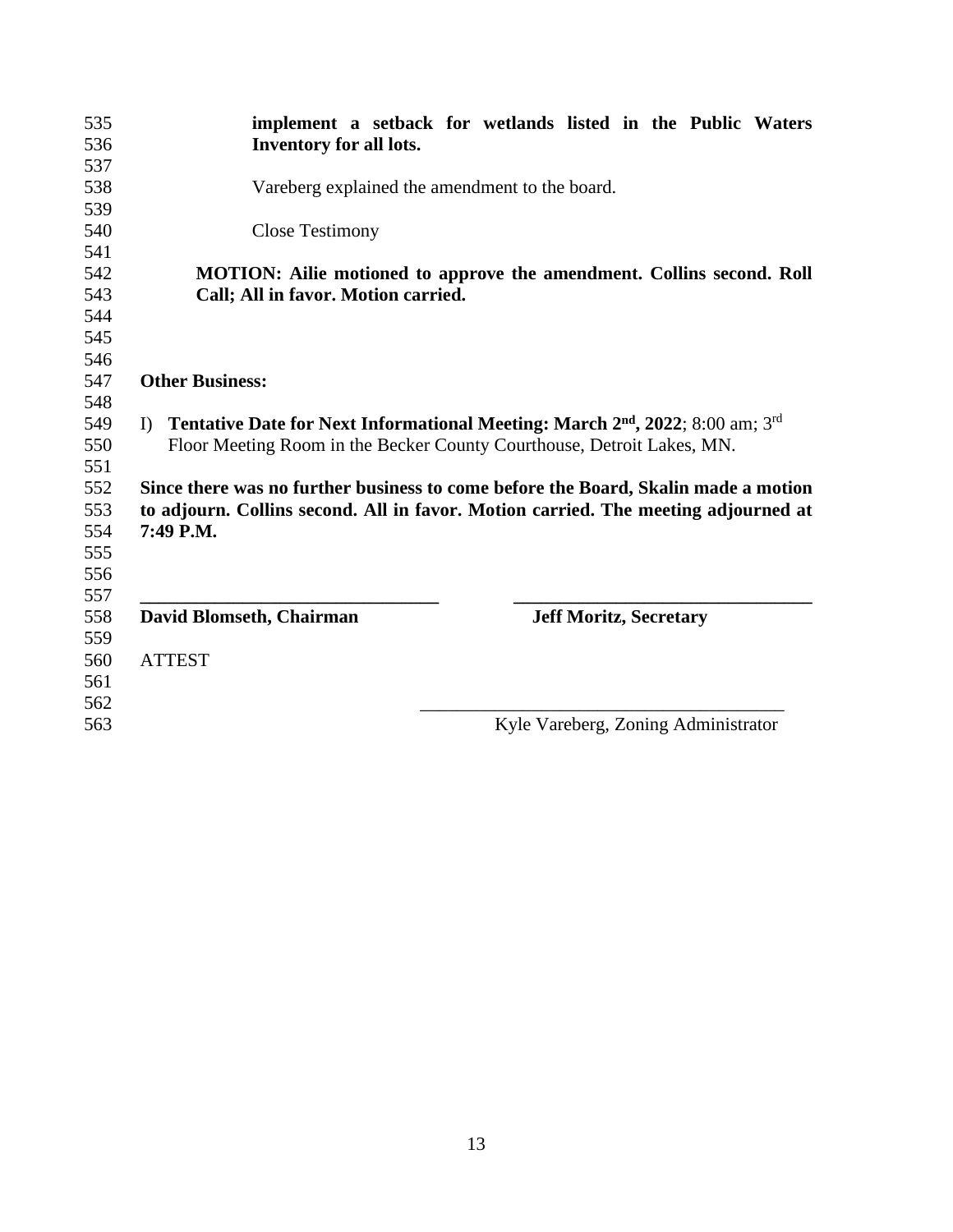**implement a setback for wetlands listed in the Public Waters Inventory for all lots.**

Vareberg explained the amendment to the board.

Close Testimony

**MOTION: Ailie motioned to approve the amendment. Collins second. Roll Call; All in favor. Motion carried.**

**Other Business:**

I) **Tentative Date for Next Informational Meeting: March 2nd, 2022**; 8:00 am; 3rd Floor Meeting Room in the Becker County Courthouse, Detroit Lakes, MN.

**Since there was no further business to come before the Board, Skalin made a motion to adjourn. Collins second. All in favor. Motion carried. The meeting adjourned at 7:49 P.M.**

**_______________________________ &nbsp;&nbsp;&nbsp;&nbsp;&nbsp;&nbsp;&nbsp;&nbsp; _______________________________**

**David Blomseth, Chairman** &nbsp;&nbsp;&nbsp;&nbsp;&nbsp;&nbsp;&nbsp;&nbsp; **Jeff Moritz, Secretary**

ATTEST

_____________________________________

Kyle Vareberg, Zoning Administrator